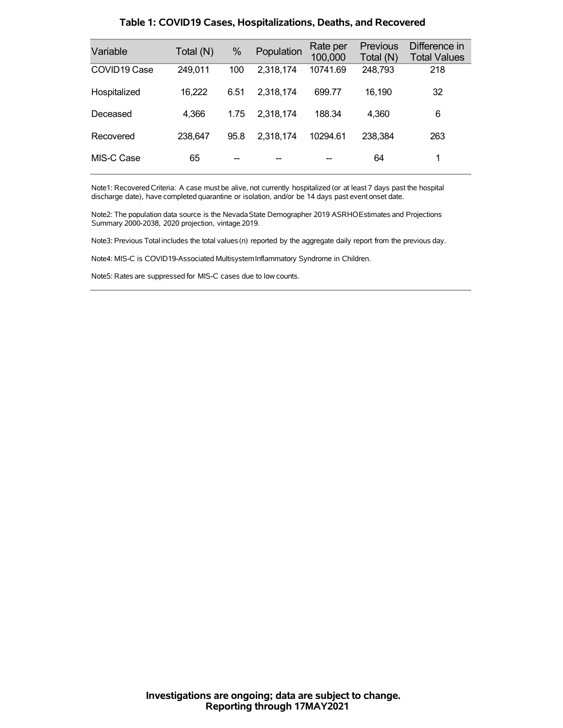## Table 1: COVID19 Cases, Hospitalizations, Deaths, and Recovered

| Variable | Total (N) | % | Population | Rate per 100,000 | Previous Total (N) | Difference in Total Values |
|---|---|---|---|---|---|---|
| COVID19 Case | 249,011 | 100 | 2,318,174 | 10741.69 | 248,793 | 218 |
| Hospitalized | 16,222 | 6.51 | 2,318,174 | 699.77 | 16,190 | 32 |
| Deceased | 4,366 | 1.75 | 2,318,174 | 188.34 | 4,360 | 6 |
| Recovered | 238,647 | 95.8 | 2,318,174 | 10294.61 | 238,384 | 263 |
| MIS-C Case | 65 | -- | -- | -- | 64 | 1 |

Note1: Recovered Criteria: A case must be alive, not currently hospitalized (or at least 7 days past the hospital discharge date), have completed quarantine or isolation, and/or be 14 days past event onset date.

Note2: The population data source is the Nevada State Demographer 2019 ASRHO Estimates and Projections Summary 2000-2038, 2020 projection, vintage 2019.

Note3: Previous Total includes the total values (n) reported by the aggregate daily report from the previous day.

Note4: MIS-C is COVID19-Associated Multisystem Inflammatory Syndrome in Children.

Note5: Rates are suppressed for MIS-C cases due to low counts.

**Investigations are ongoing; data are subject to change.**
**Reporting through 17MAY2021**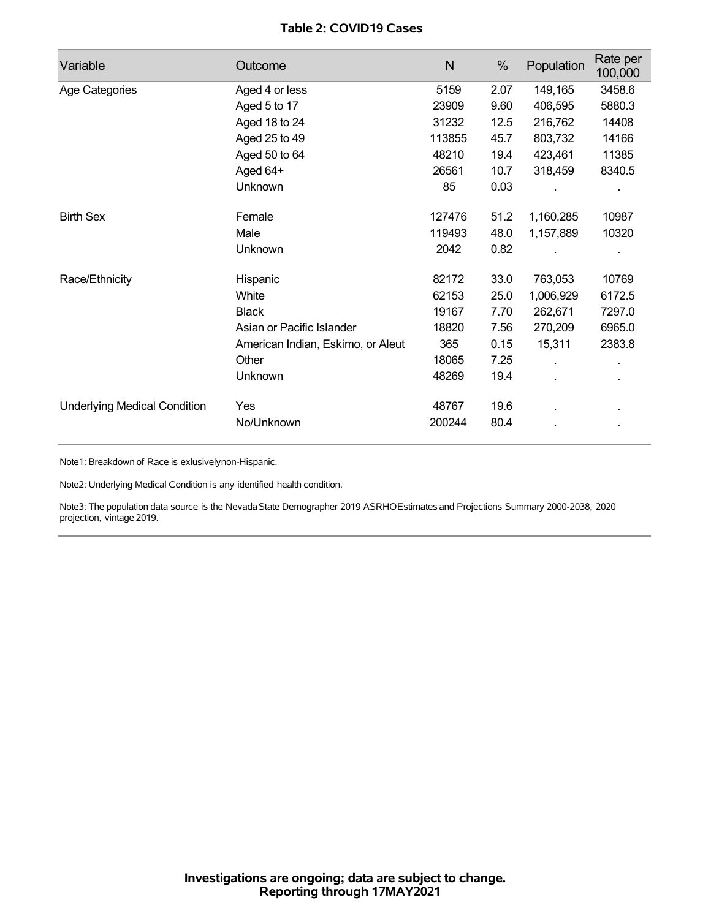### Table 2: COVID19 Cases

| Variable | Outcome | N | % | Population | Rate per 100,000 |
|---|---|---|---|---|---|
| Age Categories | Aged 4 or less | 5159 | 2.07 | 149,165 | 3458.6 |
| | Aged 5 to 17 | 23909 | 9.60 | 406,595 | 5880.3 |
| | Aged 18 to 24 | 31232 | 12.5 | 216,762 | 14408 |
| | Aged 25 to 49 | 113855 | 45.7 | 803,732 | 14166 |
| | Aged 50 to 64 | 48210 | 19.4 | 423,461 | 11385 |
| | Aged 64+ | 26561 | 10.7 | 318,459 | 8340.5 |
| | Unknown | 85 | 0.03 | . | . |
| Birth Sex | Female | 127476 | 51.2 | 1,160,285 | 10987 |
| | Male | 119493 | 48.0 | 1,157,889 | 10320 |
| | Unknown | 2042 | 0.82 | . | . |
| Race/Ethnicity | Hispanic | 82172 | 33.0 | 763,053 | 10769 |
| | White | 62153 | 25.0 | 1,006,929 | 6172.5 |
| | Black | 19167 | 7.70 | 262,671 | 7297.0 |
| | Asian or Pacific Islander | 18820 | 7.56 | 270,209 | 6965.0 |
| | American Indian, Eskimo, or Aleut | 365 | 0.15 | 15,311 | 2383.8 |
| | Other | 18065 | 7.25 | . | . |
| | Unknown | 48269 | 19.4 | . | . |
| Underlying Medical Condition | Yes | 48767 | 19.6 | . | . |
| | No/Unknown | 200244 | 80.4 | . | . |

Note1: Breakdown of Race is exlusivelynon-Hispanic.

Note2: Underlying Medical Condition is any identified health condition.

Note3: The population data source is the Nevada State Demographer 2019 ASRHOEstimates and Projections Summary 2000-2038, 2020 projection, vintage 2019.

**Investigations are ongoing; data are subject to change.**
**Reporting through 17MAY2021**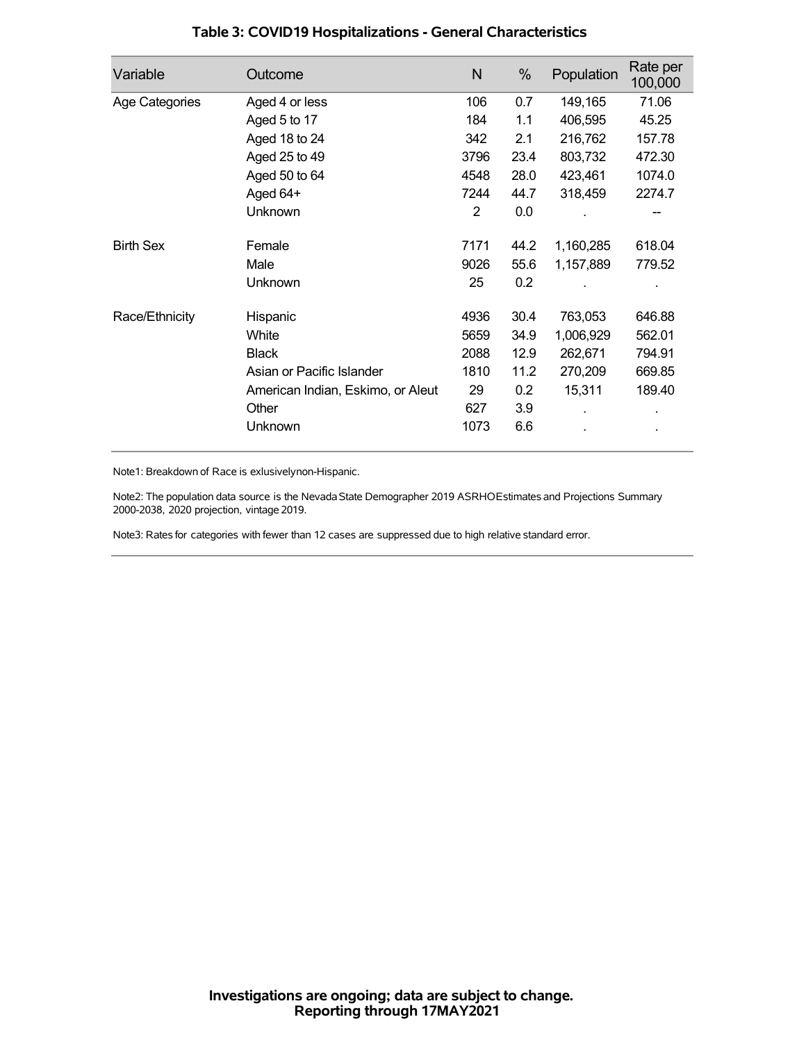## Table 3: COVID19 Hospitalizations - General Characteristics

| Variable | Outcome | N | % | Population | Rate per 100,000 |
|---|---|---|---|---|---|
| Age Categories | Aged 4 or less | 106 | 0.7 | 149,165 | 71.06 |
| | Aged 5 to 17 | 184 | 1.1 | 406,595 | 45.25 |
| | Aged 18 to 24 | 342 | 2.1 | 216,762 | 157.78 |
| | Aged 25 to 49 | 3796 | 23.4 | 803,732 | 472.30 |
| | Aged 50 to 64 | 4548 | 28.0 | 423,461 | 1074.0 |
| | Aged 64+ | 7244 | 44.7 | 318,459 | 2274.7 |
| | Unknown | 2 | 0.0 | . | -- |
| Birth Sex | Female | 7171 | 44.2 | 1,160,285 | 618.04 |
| | Male | 9026 | 55.6 | 1,157,889 | 779.52 |
| | Unknown | 25 | 0.2 | . | . |
| Race/Ethnicity | Hispanic | 4936 | 30.4 | 763,053 | 646.88 |
| | White | 5659 | 34.9 | 1,006,929 | 562.01 |
| | Black | 2088 | 12.9 | 262,671 | 794.91 |
| | Asian or Pacific Islander | 1810 | 11.2 | 270,209 | 669.85 |
| | American Indian, Eskimo, or Aleut | 29 | 0.2 | 15,311 | 189.40 |
| | Other | 627 | 3.9 | . | . |
| | Unknown | 1073 | 6.6 | . | . |

Note1: Breakdown of Race is exlusivelynon-Hispanic.

Note2: The population data source is the Nevada State Demographer 2019 ASRHOEstimates and Projections Summary 2000-2038, 2020 projection, vintage 2019.

Note3: Rates for categories with fewer than 12 cases are suppressed due to high relative standard error.

**Investigations are ongoing; data are subject to change.**
**Reporting through 17MAY2021**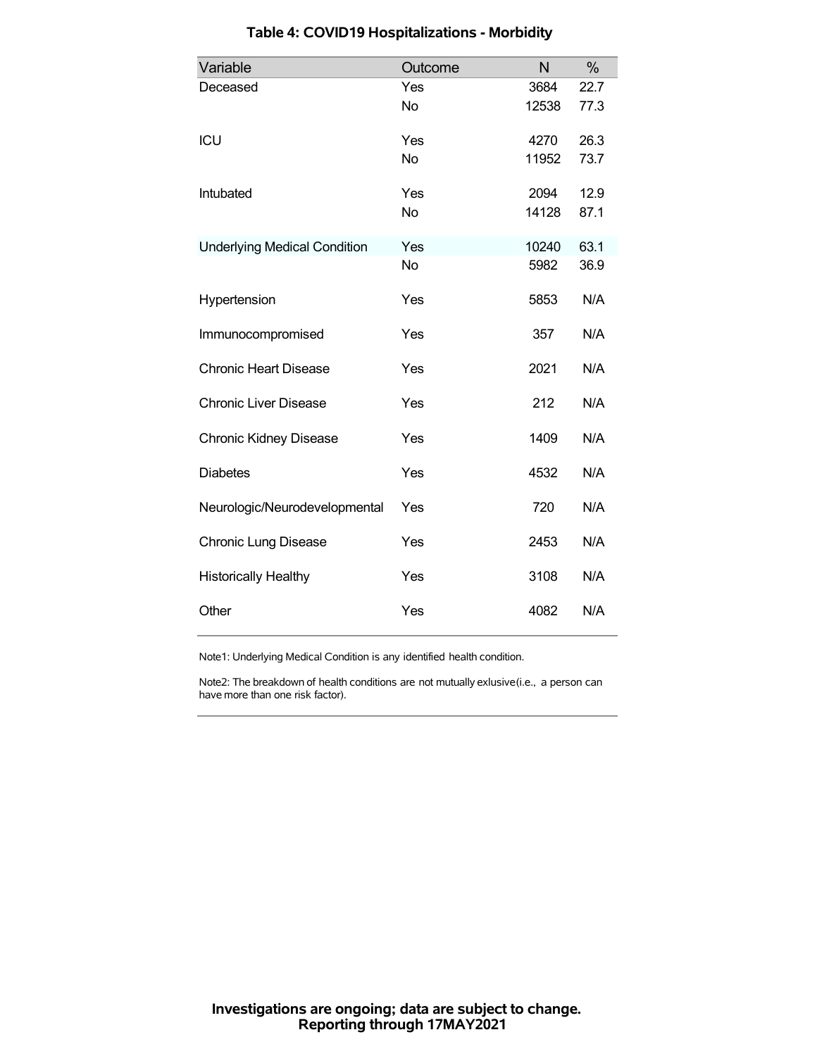## Table 4: COVID19 Hospitalizations - Morbidity

| Variable | Outcome | N | % |
|---|---|---|---|
| Deceased | Yes | 3684 | 22.7 |
| | No | 12538 | 77.3 |
| ICU | Yes | 4270 | 26.3 |
| | No | 11952 | 73.7 |
| Intubated | Yes | 2094 | 12.9 |
| | No | 14128 | 87.1 |
| Underlying Medical Condition | Yes | 10240 | 63.1 |
| | No | 5982 | 36.9 |
| Hypertension | Yes | 5853 | N/A |
| Immunocompromised | Yes | 357 | N/A |
| Chronic Heart Disease | Yes | 2021 | N/A |
| Chronic Liver Disease | Yes | 212 | N/A |
| Chronic Kidney Disease | Yes | 1409 | N/A |
| Diabetes | Yes | 4532 | N/A |
| Neurologic/Neurodevelopmental | Yes | 720 | N/A |
| Chronic Lung Disease | Yes | 2453 | N/A |
| Historically Healthy | Yes | 3108 | N/A |
| Other | Yes | 4082 | N/A |

Note1: Underlying Medical Condition is any identified health condition.

Note2: The breakdown of health conditions are not mutually exlusive(i.e., a person can have more than one risk factor).

**Investigations are ongoing; data are subject to change.**
**Reporting through 17MAY2021**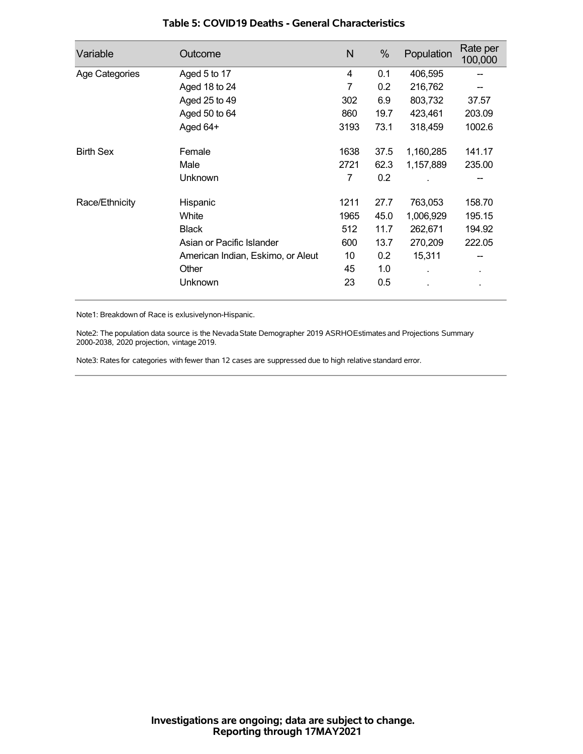## Table 5: COVID19 Deaths - General Characteristics

| Variable | Outcome | N | % | Population | Rate per 100,000 |
|---|---|---|---|---|---|
| Age Categories | Aged 5 to 17 | 4 | 0.1 | 406,595 | -- |
| | Aged 18 to 24 | 7 | 0.2 | 216,762 | -- |
| | Aged 25 to 49 | 302 | 6.9 | 803,732 | 37.57 |
| | Aged 50 to 64 | 860 | 19.7 | 423,461 | 203.09 |
| | Aged 64+ | 3193 | 73.1 | 318,459 | 1002.6 |
| Birth Sex | Female | 1638 | 37.5 | 1,160,285 | 141.17 |
| | Male | 2721 | 62.3 | 1,157,889 | 235.00 |
| | Unknown | 7 | 0.2 | . | -- |
| Race/Ethnicity | Hispanic | 1211 | 27.7 | 763,053 | 158.70 |
| | White | 1965 | 45.0 | 1,006,929 | 195.15 |
| | Black | 512 | 11.7 | 262,671 | 194.92 |
| | Asian or Pacific Islander | 600 | 13.7 | 270,209 | 222.05 |
| | American Indian, Eskimo, or Aleut | 10 | 0.2 | 15,311 | -- |
| | Other | 45 | 1.0 | . | . |
| | Unknown | 23 | 0.5 | . | . |

Note1: Breakdown of Race is exlusivelynon-Hispanic.

Note2: The population data source is the Nevada State Demographer 2019 ASRHOEstimates and Projections Summary 2000-2038, 2020 projection, vintage 2019.

Note3: Rates for categories with fewer than 12 cases are suppressed due to high relative standard error.

**Investigations are ongoing; data are subject to change.**
**Reporting through 17MAY2021**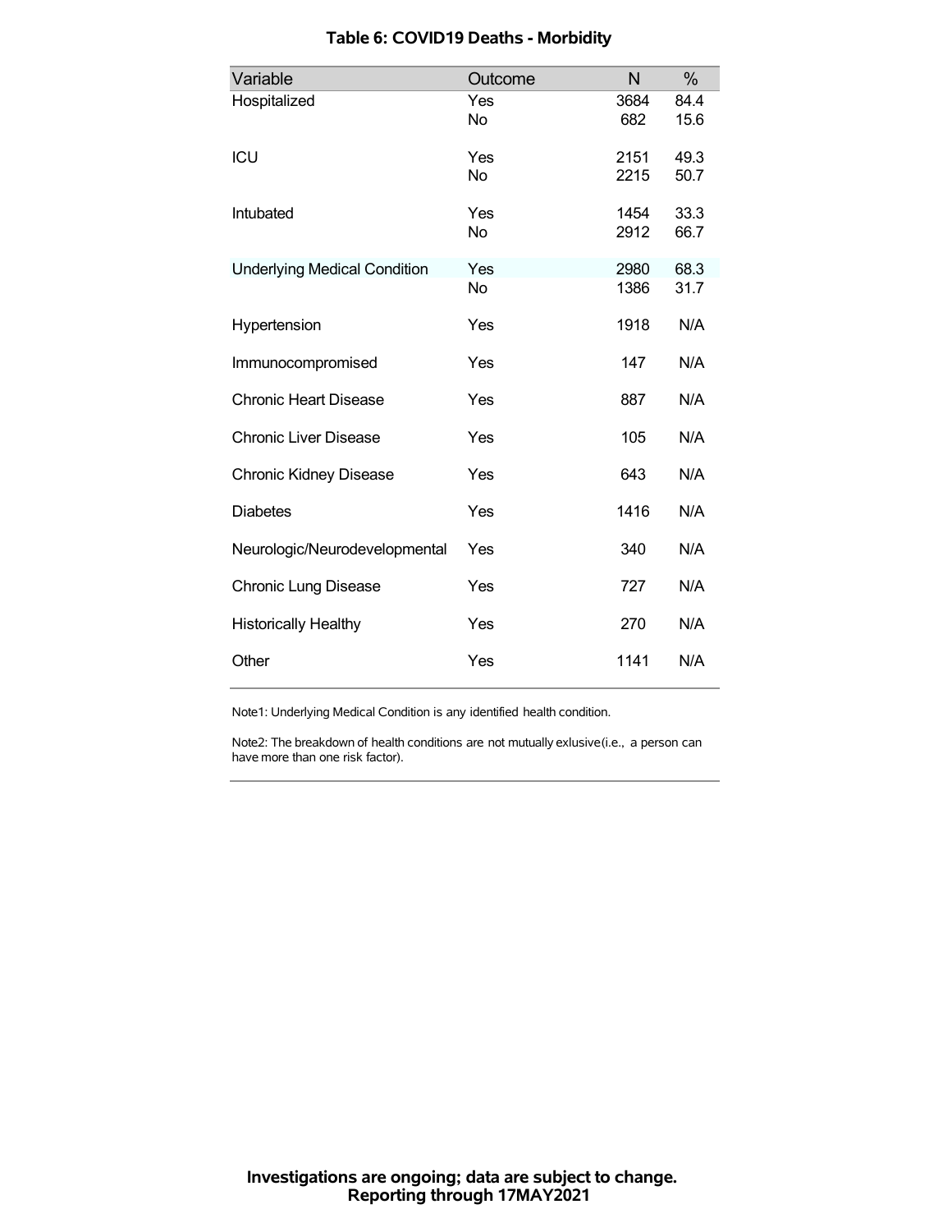## Table 6: COVID19 Deaths - Morbidity

| Variable | Outcome | N | % |
|---|---|---|---|
| Hospitalized | Yes | 3684 | 84.4 |
| | No | 682 | 15.6 |
| ICU | Yes | 2151 | 49.3 |
| | No | 2215 | 50.7 |
| Intubated | Yes | 1454 | 33.3 |
| | No | 2912 | 66.7 |
| Underlying Medical Condition | Yes | 2980 | 68.3 |
| | No | 1386 | 31.7 |
| Hypertension | Yes | 1918 | N/A |
| Immunocompromised | Yes | 147 | N/A |
| Chronic Heart Disease | Yes | 887 | N/A |
| Chronic Liver Disease | Yes | 105 | N/A |
| Chronic Kidney Disease | Yes | 643 | N/A |
| Diabetes | Yes | 1416 | N/A |
| Neurologic/Neurodevelopmental | Yes | 340 | N/A |
| Chronic Lung Disease | Yes | 727 | N/A |
| Historically Healthy | Yes | 270 | N/A |
| Other | Yes | 1141 | N/A |

Note1: Underlying Medical Condition is any identified health condition.

Note2: The breakdown of health conditions are not mutually exlusive(i.e., a person can have more than one risk factor).

**Investigations are ongoing; data are subject to change.**
**Reporting through 17MAY2021**